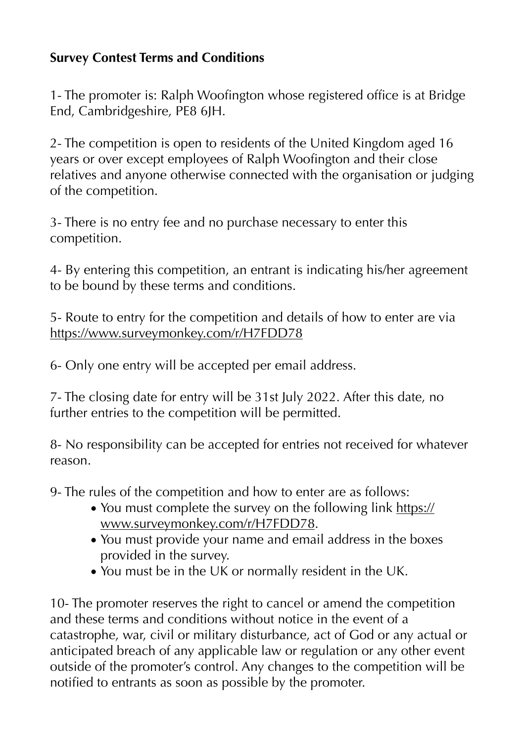**Survey Contest Terms and Conditions**

1- The promoter is: Ralph Woofington whose registered office is at Bridge End, Cambridgeshire, PE8 6JH.

2- The competition is open to residents of the United Kingdom aged 16 years or over except employees of Ralph Woofington and their close relatives and anyone otherwise connected with the organisation or judging of the competition.

3- There is no entry fee and no purchase necessary to enter this competition.

4- By entering this competition, an entrant is indicating his/her agreement to be bound by these terms and conditions.

5- Route to entry for the competition and details of how to enter are via https://www.surveymonkey.com/r/H7FDD78

6- Only one entry will be accepted per email address.

7- The closing date for entry will be 31st July 2022. After this date, no further entries to the competition will be permitted.

8- No responsibility can be accepted for entries not received for whatever reason.

9- The rules of the competition and how to enter are as follows:

- You must complete the survey on the following link https://www.surveymonkey.com/r/H7FDD78.
- You must provide your name and email address in the boxes provided in the survey.
- You must be in the UK or normally resident in the UK.

10- The promoter reserves the right to cancel or amend the competition and these terms and conditions without notice in the event of a catastrophe, war, civil or military disturbance, act of God or any actual or anticipated breach of any applicable law or regulation or any other event outside of the promoter's control. Any changes to the competition will be notified to entrants as soon as possible by the promoter.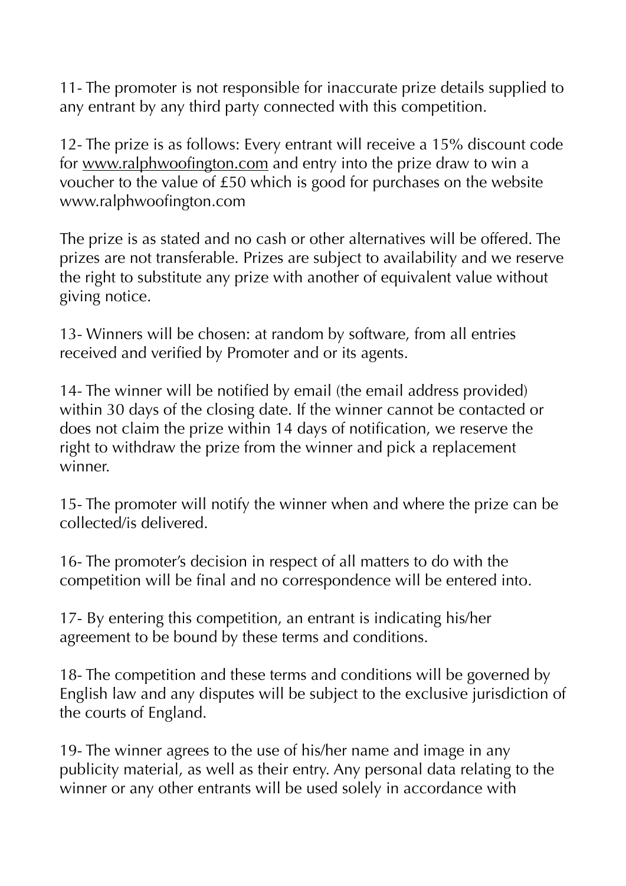11- The promoter is not responsible for inaccurate prize details supplied to any entrant by any third party connected with this competition.

12- The prize is as follows: Every entrant will receive a 15% discount code for www.ralphwoofington.com and entry into the prize draw to win a voucher to the value of £50 which is good for purchases on the website www.ralphwoofington.com

The prize is as stated and no cash or other alternatives will be offered. The prizes are not transferable. Prizes are subject to availability and we reserve the right to substitute any prize with another of equivalent value without giving notice.

13- Winners will be chosen: at random by software, from all entries received and verified by Promoter and or its agents.

14- The winner will be notified by email (the email address provided) within 30 days of the closing date. If the winner cannot be contacted or does not claim the prize within 14 days of notification, we reserve the right to withdraw the prize from the winner and pick a replacement winner.

15- The promoter will notify the winner when and where the prize can be collected/is delivered.

16- The promoter's decision in respect of all matters to do with the competition will be final and no correspondence will be entered into.

17- By entering this competition, an entrant is indicating his/her agreement to be bound by these terms and conditions.

18- The competition and these terms and conditions will be governed by English law and any disputes will be subject to the exclusive jurisdiction of the courts of England.

19- The winner agrees to the use of his/her name and image in any publicity material, as well as their entry. Any personal data relating to the winner or any other entrants will be used solely in accordance with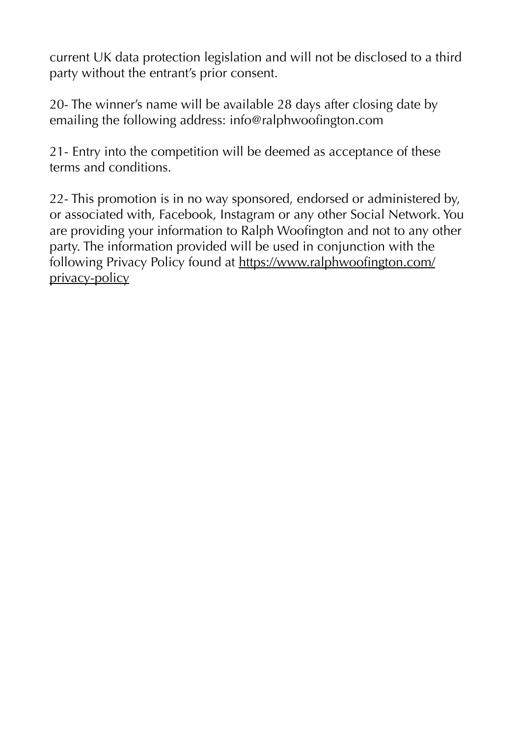current UK data protection legislation and will not be disclosed to a third party without the entrant's prior consent.

20- The winner's name will be available 28 days after closing date by emailing the following address: info@ralphwoofington.com

21- Entry into the competition will be deemed as acceptance of these terms and conditions.

22- This promotion is in no way sponsored, endorsed or administered by, or associated with, Facebook, Instagram or any other Social Network. You are providing your information to Ralph Woofington and not to any other party. The information provided will be used in conjunction with the following Privacy Policy found at https://www.ralphwoofington.com/privacy-policy